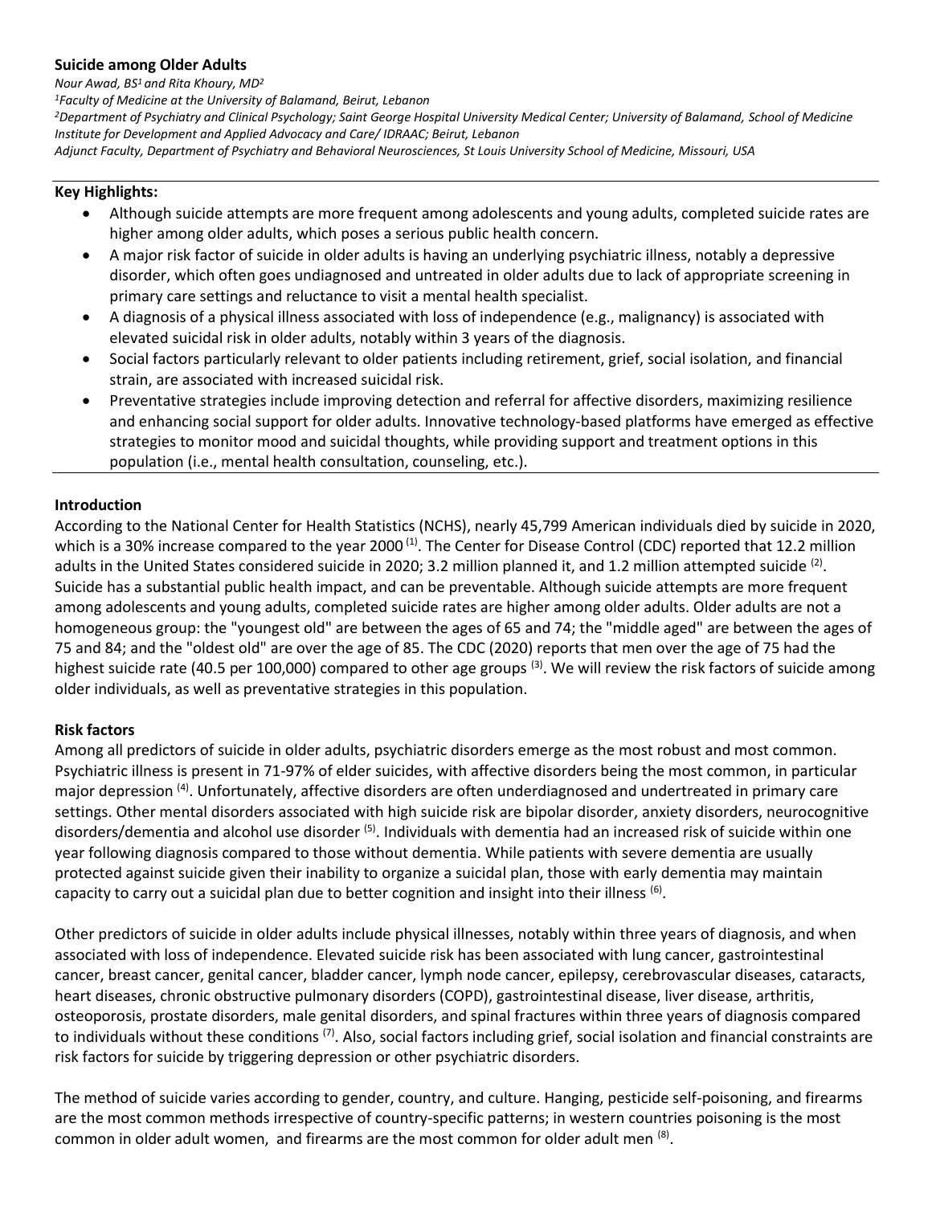# Suicide among Older Adults

*Nour Awad, BS[1] and Rita Khoury, MD[2]*

*[1]Faculty of Medicine at the University of Balamand, Beirut, Lebanon*

*[2]Department of Psychiatry and Clinical Psychology; Saint George Hospital University Medical Center; University of Balamand, School of Medicine Institute for Development and Applied Advocacy and Care/ IDRAAC; Beirut, Lebanon*

*Adjunct Faculty, Department of Psychiatry and Behavioral Neurosciences, St Louis University School of Medicine, Missouri, USA*

## Key Highlights:

- Although suicide attempts are more frequent among adolescents and young adults, completed suicide rates are higher among older adults, which poses a serious public health concern.
- A major risk factor of suicide in older adults is having an underlying psychiatric illness, notably a depressive disorder, which often goes undiagnosed and untreated in older adults due to lack of appropriate screening in primary care settings and reluctance to visit a mental health specialist.
- A diagnosis of a physical illness associated with loss of independence (e.g., malignancy) is associated with elevated suicidal risk in older adults, notably within 3 years of the diagnosis.
- Social factors particularly relevant to older patients including retirement, grief, social isolation, and financial strain, are associated with increased suicidal risk.
- Preventative strategies include improving detection and referral for affective disorders, maximizing resilience and enhancing social support for older adults. Innovative technology-based platforms have emerged as effective strategies to monitor mood and suicidal thoughts, while providing support and treatment options in this population (i.e., mental health consultation, counseling, etc.).

## Introduction

According to the National Center for Health Statistics (NCHS), nearly 45,799 American individuals died by suicide in 2020, which is a 30% increase compared to the year 2000 [1]. The Center for Disease Control (CDC) reported that 12.2 million adults in the United States considered suicide in 2020; 3.2 million planned it, and 1.2 million attempted suicide [2]. Suicide has a substantial public health impact, and can be preventable. Although suicide attempts are more frequent among adolescents and young adults, completed suicide rates are higher among older adults. Older adults are not a homogeneous group: the "youngest old" are between the ages of 65 and 74; the "middle aged" are between the ages of 75 and 84; and the "oldest old" are over the age of 85. The CDC (2020) reports that men over the age of 75 had the highest suicide rate (40.5 per 100,000) compared to other age groups [3]. We will review the risk factors of suicide among older individuals, as well as preventative strategies in this population.

## Risk factors

Among all predictors of suicide in older adults, psychiatric disorders emerge as the most robust and most common. Psychiatric illness is present in 71-97% of elder suicides, with affective disorders being the most common, in particular major depression [4]. Unfortunately, affective disorders are often underdiagnosed and undertreated in primary care settings. Other mental disorders associated with high suicide risk are bipolar disorder, anxiety disorders, neurocognitive disorders/dementia and alcohol use disorder [5]. Individuals with dementia had an increased risk of suicide within one year following diagnosis compared to those without dementia. While patients with severe dementia are usually protected against suicide given their inability to organize a suicidal plan, those with early dementia may maintain capacity to carry out a suicidal plan due to better cognition and insight into their illness [6].

Other predictors of suicide in older adults include physical illnesses, notably within three years of diagnosis, and when associated with loss of independence. Elevated suicide risk has been associated with lung cancer, gastrointestinal cancer, breast cancer, genital cancer, bladder cancer, lymph node cancer, epilepsy, cerebrovascular diseases, cataracts, heart diseases, chronic obstructive pulmonary disorders (COPD), gastrointestinal disease, liver disease, arthritis, osteoporosis, prostate disorders, male genital disorders, and spinal fractures within three years of diagnosis compared to individuals without these conditions [7]. Also, social factors including grief, social isolation and financial constraints are risk factors for suicide by triggering depression or other psychiatric disorders.

The method of suicide varies according to gender, country, and culture. Hanging, pesticide self-poisoning, and firearms are the most common methods irrespective of country-specific patterns; in western countries poisoning is the most common in older adult women, and firearms are the most common for older adult men [8].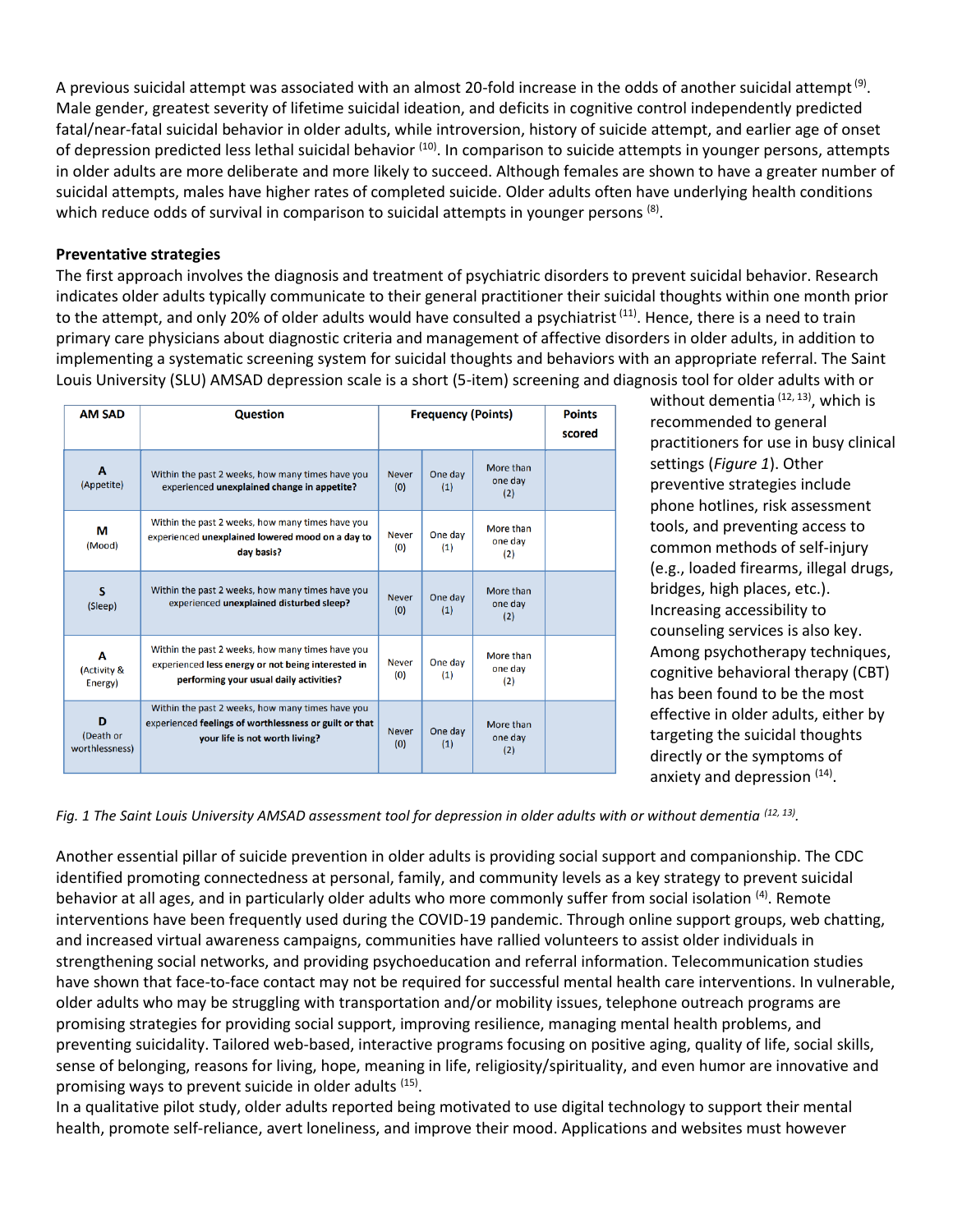A previous suicidal attempt was associated with an almost 20-fold increase in the odds of another suicidal attempt [9]. Male gender, greatest severity of lifetime suicidal ideation, and deficits in cognitive control independently predicted fatal/near-fatal suicidal behavior in older adults, while introversion, history of suicide attempt, and earlier age of onset of depression predicted less lethal suicidal behavior [10]. In comparison to suicide attempts in younger persons, attempts in older adults are more deliberate and more likely to succeed. Although females are shown to have a greater number of suicidal attempts, males have higher rates of completed suicide. Older adults often have underlying health conditions which reduce odds of survival in comparison to suicidal attempts in younger persons [8].

**Preventative strategies**

The first approach involves the diagnosis and treatment of psychiatric disorders to prevent suicidal behavior. Research indicates older adults typically communicate to their general practitioner their suicidal thoughts within one month prior to the attempt, and only 20% of older adults would have consulted a psychiatrist [11]. Hence, there is a need to train primary care physicians about diagnostic criteria and management of affective disorders in older adults, in addition to implementing a systematic screening system for suicidal thoughts and behaviors with an appropriate referral. The Saint Louis University (SLU) AMSAD depression scale is a short (5-item) screening and diagnosis tool for older adults with or without dementia [12, 13], which is recommended to general practitioners for use in busy clinical settings (*Figure 1*). Other preventive strategies include phone hotlines, risk assessment tools, and preventing access to common methods of self-injury (e.g., loaded firearms, illegal drugs, bridges, high places, etc.). Increasing accessibility to counseling services is also key. Among psychotherapy techniques, cognitive behavioral therapy (CBT) has been found to be the most effective in older adults, either by targeting the suicidal thoughts directly or the symptoms of anxiety and depression [14].

| AM SAD | Question | Frequency (Points) | | | Points scored |
|---|---|---|---|---|---|
| **A** (Appetite) | Within the past 2 weeks, how many times have you experienced **unexplained change in appetite?** | Never (0) | One day (1) | More than one day (2) | |
| **M** (Mood) | Within the past 2 weeks, how many times have you experienced **unexplained lowered mood on a day to day basis?** | Never (0) | One day (1) | More than one day (2) | |
| **S** (Sleep) | Within the past 2 weeks, how many times have you experienced **unexplained disturbed sleep?** | Never (0) | One day (1) | More than one day (2) | |
| **A** (Activity & Energy) | Within the past 2 weeks, how many times have you experienced **less energy or not being interested in performing your usual daily activities?** | Never (0) | One day (1) | More than one day (2) | |
| **D** (Death or worthlessness) | Within the past 2 weeks, how many times have you experienced **feelings of worthlessness or guilt or that your life is not worth living?** | Never (0) | One day (1) | More than one day (2) | |

*Fig. 1 The Saint Louis University AMSAD assessment tool for depression in older adults with or without dementia [12, 13].*

Another essential pillar of suicide prevention in older adults is providing social support and companionship. The CDC identified promoting connectedness at personal, family, and community levels as a key strategy to prevent suicidal behavior at all ages, and in particularly older adults who more commonly suffer from social isolation [4]. Remote interventions have been frequently used during the COVID-19 pandemic. Through online support groups, web chatting, and increased virtual awareness campaigns, communities have rallied volunteers to assist older individuals in strengthening social networks, and providing psychoeducation and referral information. Telecommunication studies have shown that face-to-face contact may not be required for successful mental health care interventions. In vulnerable, older adults who may be struggling with transportation and/or mobility issues, telephone outreach programs are promising strategies for providing social support, improving resilience, managing mental health problems, and preventing suicidality. Tailored web-based, interactive programs focusing on positive aging, quality of life, social skills, sense of belonging, reasons for living, hope, meaning in life, religiosity/spirituality, and even humor are innovative and promising ways to prevent suicide in older adults [15].

In a qualitative pilot study, older adults reported being motivated to use digital technology to support their mental health, promote self-reliance, avert loneliness, and improve their mood. Applications and websites must however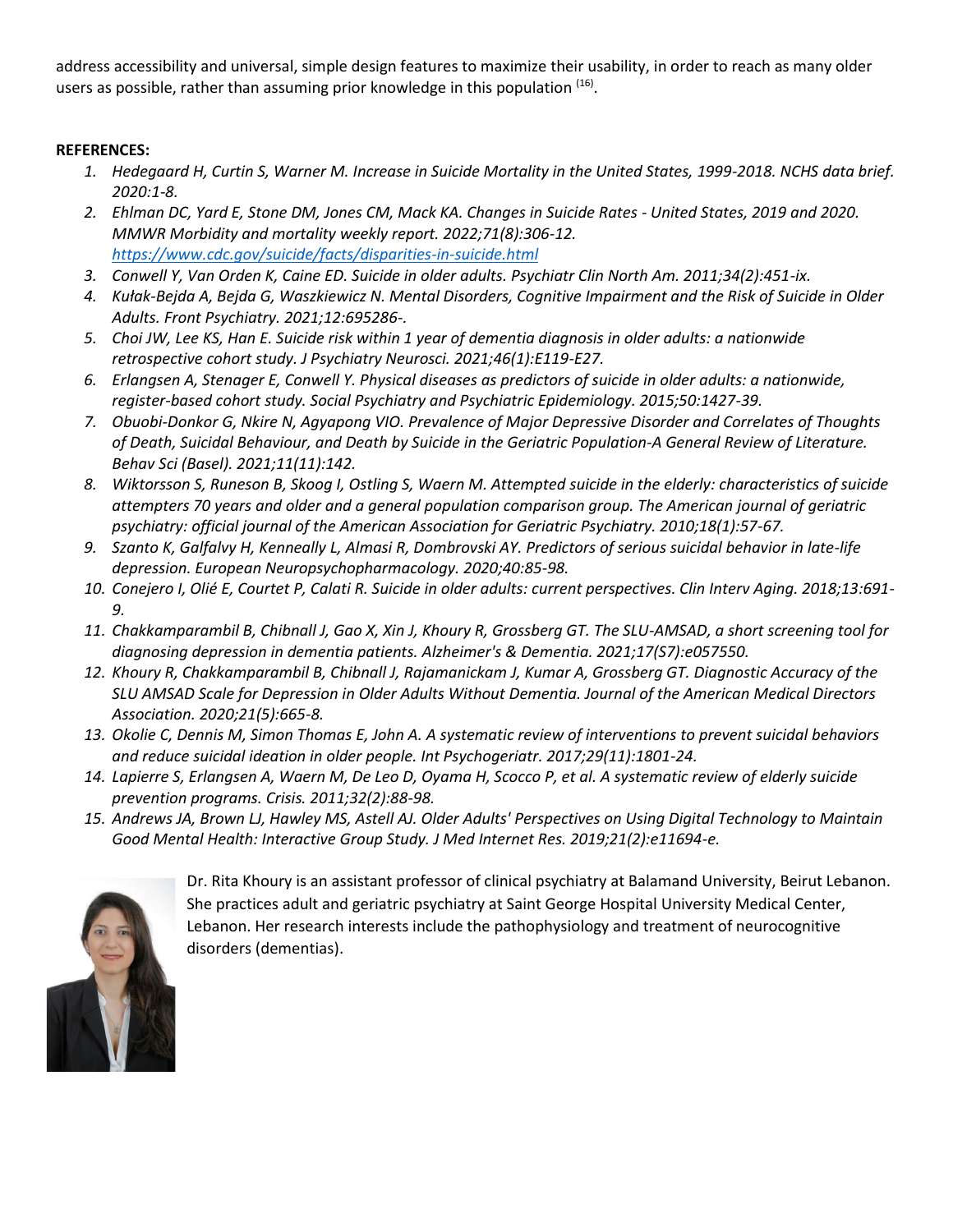address accessibility and universal, simple design features to maximize their usability, in order to reach as many older users as possible, rather than assuming prior knowledge in this population [16].

**REFERENCES:**

1. *Hedegaard H, Curtin S, Warner M. Increase in Suicide Mortality in the United States, 1999-2018. NCHS data brief. 2020:1-8.*
2. *Ehlman DC, Yard E, Stone DM, Jones CM, Mack KA. Changes in Suicide Rates - United States, 2019 and 2020. MMWR Morbidity and mortality weekly report. 2022;71(8):306-12.* *https://www.cdc.gov/suicide/facts/disparities-in-suicide.html*
3. *Conwell Y, Van Orden K, Caine ED. Suicide in older adults. Psychiatr Clin North Am. 2011;34(2):451-ix.*
4. *Kułak-Bejda A, Bejda G, Waszkiewicz N. Mental Disorders, Cognitive Impairment and the Risk of Suicide in Older Adults. Front Psychiatry. 2021;12:695286-.*
5. *Choi JW, Lee KS, Han E. Suicide risk within 1 year of dementia diagnosis in older adults: a nationwide retrospective cohort study. J Psychiatry Neurosci. 2021;46(1):E119-E27.*
6. *Erlangsen A, Stenager E, Conwell Y. Physical diseases as predictors of suicide in older adults: a nationwide, register-based cohort study. Social Psychiatry and Psychiatric Epidemiology. 2015;50:1427-39.*
7. *Obuobi-Donkor G, Nkire N, Agyapong VIO. Prevalence of Major Depressive Disorder and Correlates of Thoughts of Death, Suicidal Behaviour, and Death by Suicide in the Geriatric Population-A General Review of Literature. Behav Sci (Basel). 2021;11(11):142.*
8. *Wiktorsson S, Runeson B, Skoog I, Ostling S, Waern M. Attempted suicide in the elderly: characteristics of suicide attempters 70 years and older and a general population comparison group. The American journal of geriatric psychiatry: official journal of the American Association for Geriatric Psychiatry. 2010;18(1):57-67.*
9. *Szanto K, Galfalvy H, Kenneally L, Almasi R, Dombrovski AY. Predictors of serious suicidal behavior in late-life depression. European Neuropsychopharmacology. 2020;40:85-98.*
10. *Conejero I, Olié E, Courtet P, Calati R. Suicide in older adults: current perspectives. Clin Interv Aging. 2018;13:691-9.*
11. *Chakkamparambil B, Chibnall J, Gao X, Xin J, Khoury R, Grossberg GT. The SLU-AMSAD, a short screening tool for diagnosing depression in dementia patients. Alzheimer's & Dementia. 2021;17(S7):e057550.*
12. *Khoury R, Chakkamparambil B, Chibnall J, Rajamanickam J, Kumar A, Grossberg GT. Diagnostic Accuracy of the SLU AMSAD Scale for Depression in Older Adults Without Dementia. Journal of the American Medical Directors Association. 2020;21(5):665-8.*
13. *Okolie C, Dennis M, Simon Thomas E, John A. A systematic review of interventions to prevent suicidal behaviors and reduce suicidal ideation in older people. Int Psychogeriatr. 2017;29(11):1801-24.*
14. *Lapierre S, Erlangsen A, Waern M, De Leo D, Oyama H, Scocco P, et al. A systematic review of elderly suicide prevention programs. Crisis. 2011;32(2):88-98.*
15. *Andrews JA, Brown LJ, Hawley MS, Astell AJ. Older Adults' Perspectives on Using Digital Technology to Maintain Good Mental Health: Interactive Group Study. J Med Internet Res. 2019;21(2):e11694-e.*

Dr. Rita Khoury is an assistant professor of clinical psychiatry at Balamand University, Beirut Lebanon. She practices adult and geriatric psychiatry at Saint George Hospital University Medical Center, Lebanon. Her research interests include the pathophysiology and treatment of neurocognitive disorders (dementias).